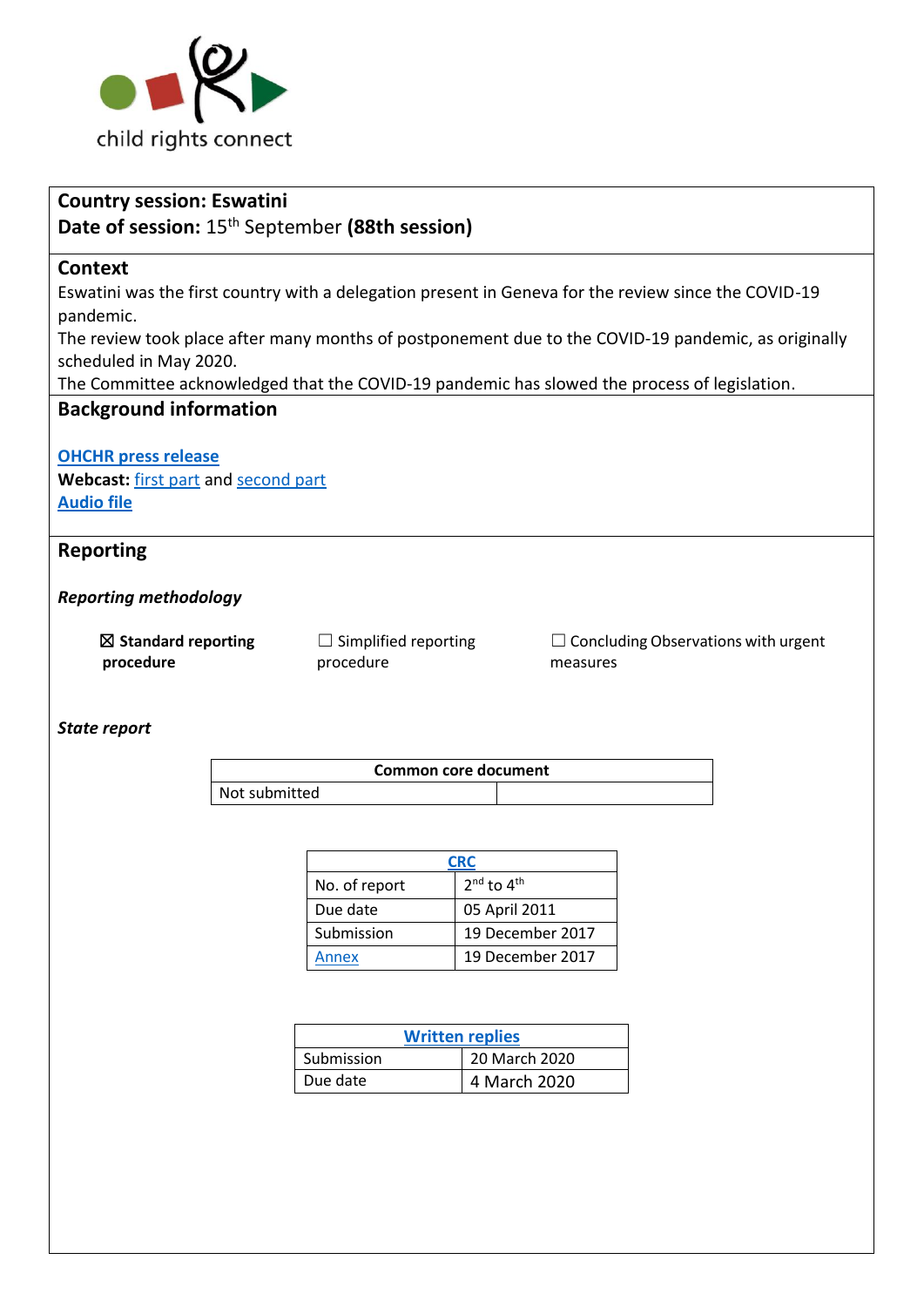child rights connect

**Country session: Eswatini**
**Date of session:** 15th September **(88th session)**

## Context

Eswatini was the first country with a delegation present in Geneva for the review since the COVID-19 pandemic.
The review took place after many months of postponement due to the COVID-19 pandemic, as originally scheduled in May 2020.
The Committee acknowledged that the COVID-19 pandemic has slowed the process of legislation.

## Background information

**OHCHR press release**
**Webcast:** first part and second part
**Audio file**

## Reporting

***Reporting methodology***

☒ **Standard reporting procedure** ☐ Simplified reporting procedure ☐ Concluding Observations with urgent measures

***State report***

| Common core document | |
|---|---|
| Not submitted | |

| CRC | |
|---|---|
| No. of report | 2nd to 4th |
| Due date | 05 April 2011 |
| Submission | 19 December 2017 |
| Annex | 19 December 2017 |

| Written replies | |
|---|---|
| Submission | 20 March 2020 |
| Due date | 4 March 2020 |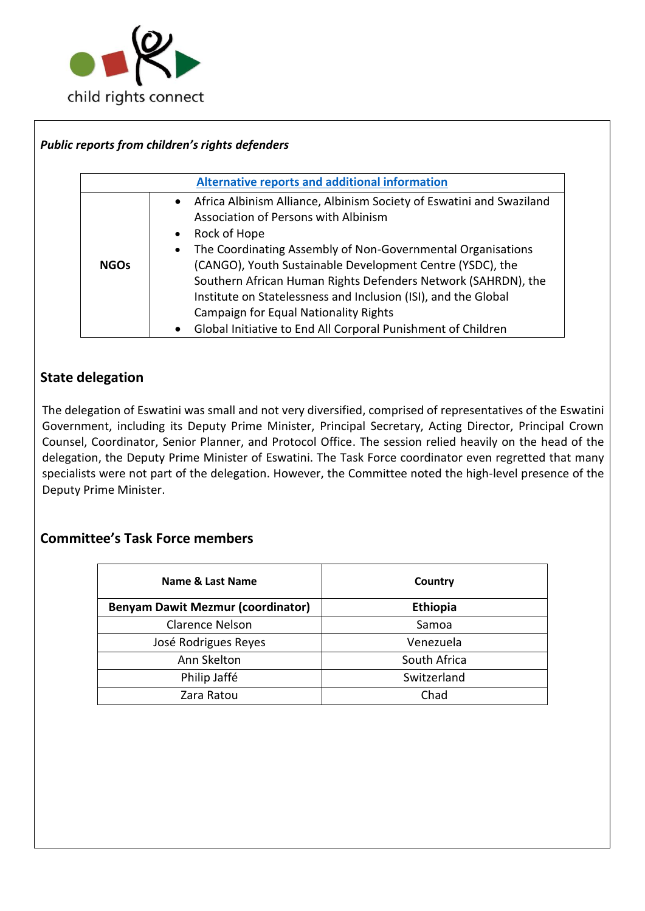*Public reports from children's rights defenders*

| Alternative reports and additional information | |
|---|---|
| **NGOs** | • Africa Albinism Alliance, Albinism Society of Eswatini and Swaziland Association of Persons with Albinism<br>• Rock of Hope<br>• The Coordinating Assembly of Non-Governmental Organisations (CANGO), Youth Sustainable Development Centre (YSDC), the Southern African Human Rights Defenders Network (SAHRDN), the Institute on Statelessness and Inclusion (ISI), and the Global Campaign for Equal Nationality Rights<br>• Global Initiative to End All Corporal Punishment of Children |

## State delegation

The delegation of Eswatini was small and not very diversified, comprised of representatives of the Eswatini Government, including its Deputy Prime Minister, Principal Secretary, Acting Director, Principal Crown Counsel, Coordinator, Senior Planner, and Protocol Office. The session relied heavily on the head of the delegation, the Deputy Prime Minister of Eswatini. The Task Force coordinator even regretted that many specialists were not part of the delegation. However, the Committee noted the high-level presence of the Deputy Prime Minister.

## Committee's Task Force members

| Name & Last Name | Country |
|---|---|
| **Benyam Dawit Mezmur (coordinator)** | **Ethiopia** |
| Clarence Nelson | Samoa |
| José Rodrigues Reyes | Venezuela |
| Ann Skelton | South Africa |
| Philip Jaffé | Switzerland |
| Zara Ratou | Chad |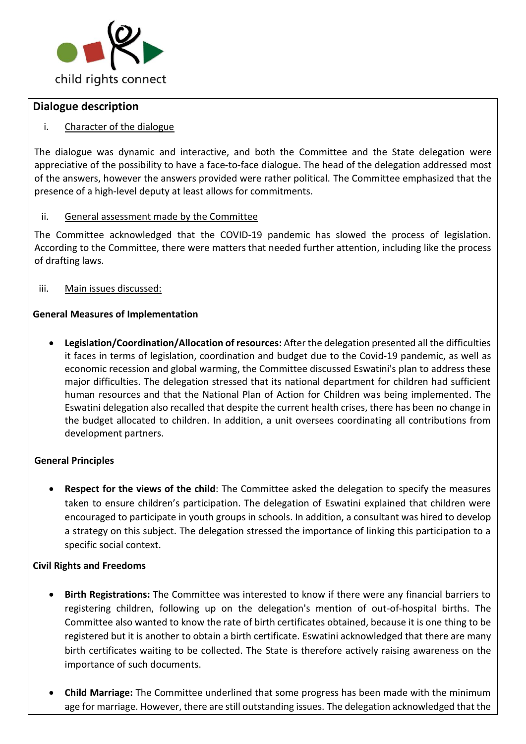## Dialogue description

i. Character of the dialogue

The dialogue was dynamic and interactive, and both the Committee and the State delegation were appreciative of the possibility to have a face-to-face dialogue. The head of the delegation addressed most of the answers, however the answers provided were rather political. The Committee emphasized that the presence of a high-level deputy at least allows for commitments.

ii. General assessment made by the Committee

The Committee acknowledged that the COVID-19 pandemic has slowed the process of legislation. According to the Committee, there were matters that needed further attention, including like the process of drafting laws.

iii. Main issues discussed:

**General Measures of Implementation**

- **Legislation/Coordination/Allocation of resources:** After the delegation presented all the difficulties it faces in terms of legislation, coordination and budget due to the Covid-19 pandemic, as well as economic recession and global warming, the Committee discussed Eswatini's plan to address these major difficulties. The delegation stressed that its national department for children had sufficient human resources and that the National Plan of Action for Children was being implemented. The Eswatini delegation also recalled that despite the current health crises, there has been no change in the budget allocated to children. In addition, a unit oversees coordinating all contributions from development partners.

**General Principles**

- **Respect for the views of the child**: The Committee asked the delegation to specify the measures taken to ensure children's participation. The delegation of Eswatini explained that children were encouraged to participate in youth groups in schools. In addition, a consultant was hired to develop a strategy on this subject. The delegation stressed the importance of linking this participation to a specific social context.

**Civil Rights and Freedoms**

- **Birth Registrations:** The Committee was interested to know if there were any financial barriers to registering children, following up on the delegation's mention of out-of-hospital births. The Committee also wanted to know the rate of birth certificates obtained, because it is one thing to be registered but it is another to obtain a birth certificate. Eswatini acknowledged that there are many birth certificates waiting to be collected. The State is therefore actively raising awareness on the importance of such documents.

- **Child Marriage:** The Committee underlined that some progress has been made with the minimum age for marriage. However, there are still outstanding issues. The delegation acknowledged that the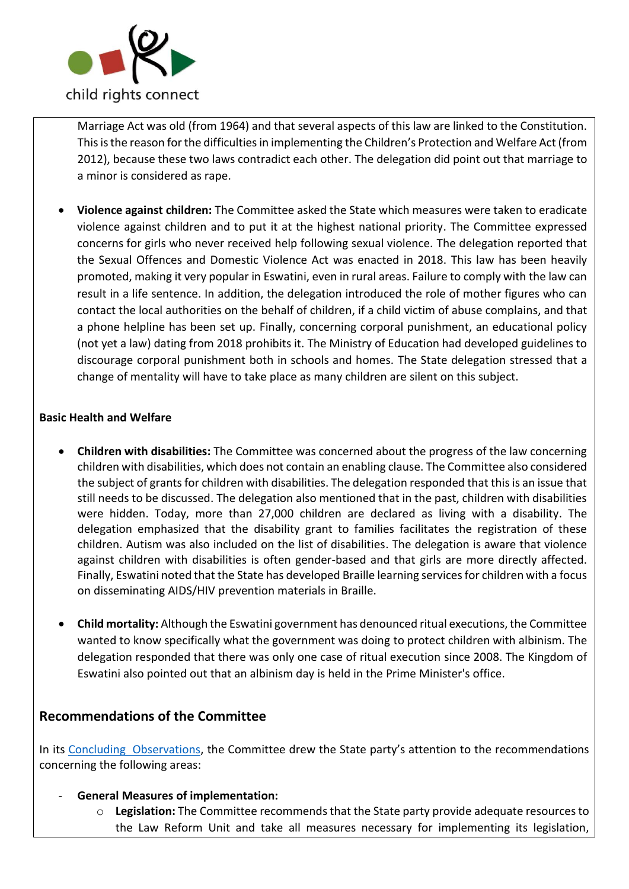Marriage Act was old (from 1964) and that several aspects of this law are linked to the Constitution. This is the reason for the difficulties in implementing the Children's Protection and Welfare Act (from 2012), because these two laws contradict each other. The delegation did point out that marriage to a minor is considered as rape.

- **Violence against children:** The Committee asked the State which measures were taken to eradicate violence against children and to put it at the highest national priority. The Committee expressed concerns for girls who never received help following sexual violence. The delegation reported that the Sexual Offences and Domestic Violence Act was enacted in 2018. This law has been heavily promoted, making it very popular in Eswatini, even in rural areas. Failure to comply with the law can result in a life sentence. In addition, the delegation introduced the role of mother figures who can contact the local authorities on the behalf of children, if a child victim of abuse complains, and that a phone helpline has been set up. Finally, concerning corporal punishment, an educational policy (not yet a law) dating from 2018 prohibits it. The Ministry of Education had developed guidelines to discourage corporal punishment both in schools and homes. The State delegation stressed that a change of mentality will have to take place as many children are silent on this subject.

**Basic Health and Welfare**

- **Children with disabilities:** The Committee was concerned about the progress of the law concerning children with disabilities, which does not contain an enabling clause. The Committee also considered the subject of grants for children with disabilities. The delegation responded that this is an issue that still needs to be discussed. The delegation also mentioned that in the past, children with disabilities were hidden. Today, more than 27,000 children are declared as living with a disability. The delegation emphasized that the disability grant to families facilitates the registration of these children. Autism was also included on the list of disabilities. The delegation is aware that violence against children with disabilities is often gender-based and that girls are more directly affected. Finally, Eswatini noted that the State has developed Braille learning services for children with a focus on disseminating AIDS/HIV prevention materials in Braille.

- **Child mortality:** Although the Eswatini government has denounced ritual executions, the Committee wanted to know specifically what the government was doing to protect children with albinism. The delegation responded that there was only one case of ritual execution since 2008. The Kingdom of Eswatini also pointed out that an albinism day is held in the Prime Minister's office.

## Recommendations of the Committee

In its Concluding Observations, the Committee drew the State party's attention to the recommendations concerning the following areas:

- **General Measures of implementation:**
    - **Legislation:** The Committee recommends that the State party provide adequate resources to the Law Reform Unit and take all measures necessary for implementing its legislation,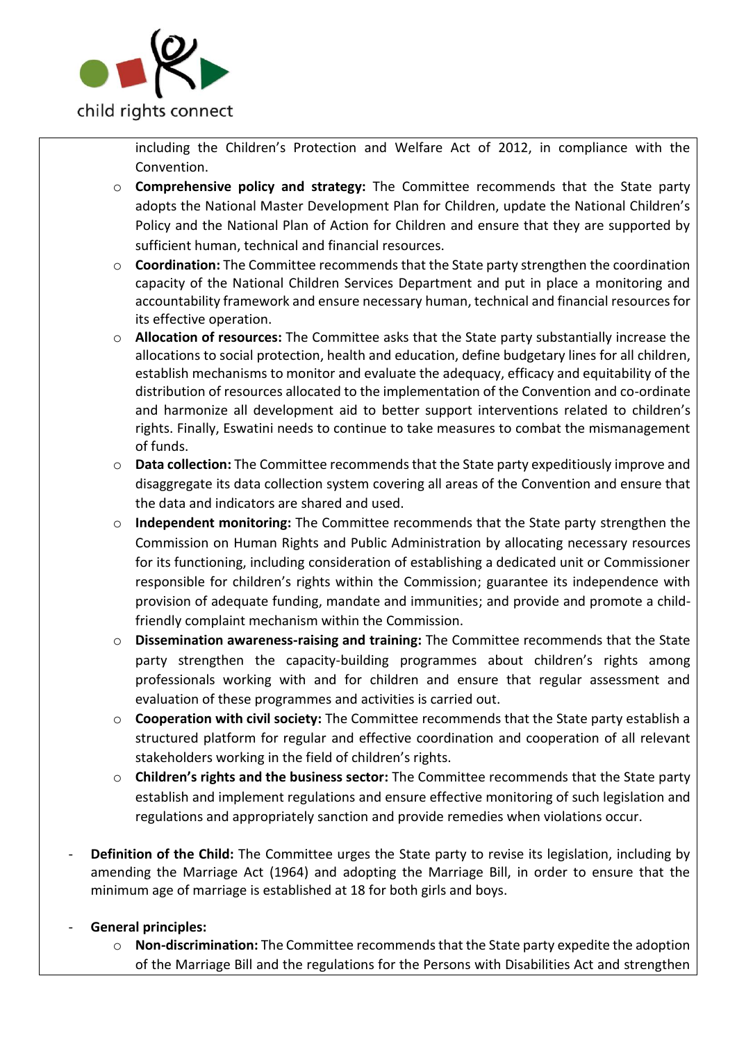including the Children's Protection and Welfare Act of 2012, in compliance with the Convention.

  - **Comprehensive policy and strategy:** The Committee recommends that the State party adopts the National Master Development Plan for Children, update the National Children's Policy and the National Plan of Action for Children and ensure that they are supported by sufficient human, technical and financial resources.
  - **Coordination:** The Committee recommends that the State party strengthen the coordination capacity of the National Children Services Department and put in place a monitoring and accountability framework and ensure necessary human, technical and financial resources for its effective operation.
  - **Allocation of resources:** The Committee asks that the State party substantially increase the allocations to social protection, health and education, define budgetary lines for all children, establish mechanisms to monitor and evaluate the adequacy, efficacy and equitability of the distribution of resources allocated to the implementation of the Convention and co-ordinate and harmonize all development aid to better support interventions related to children's rights. Finally, Eswatini needs to continue to take measures to combat the mismanagement of funds.
  - **Data collection:** The Committee recommends that the State party expeditiously improve and disaggregate its data collection system covering all areas of the Convention and ensure that the data and indicators are shared and used.
  - **Independent monitoring:** The Committee recommends that the State party strengthen the Commission on Human Rights and Public Administration by allocating necessary resources for its functioning, including consideration of establishing a dedicated unit or Commissioner responsible for children's rights within the Commission; guarantee its independence with provision of adequate funding, mandate and immunities; and provide and promote a child-friendly complaint mechanism within the Commission.
  - **Dissemination awareness-raising and training:** The Committee recommends that the State party strengthen the capacity-building programmes about children's rights among professionals working with and for children and ensure that regular assessment and evaluation of these programmes and activities is carried out.
  - **Cooperation with civil society:** The Committee recommends that the State party establish a structured platform for regular and effective coordination and cooperation of all relevant stakeholders working in the field of children's rights.
  - **Children's rights and the business sector:** The Committee recommends that the State party establish and implement regulations and ensure effective monitoring of such legislation and regulations and appropriately sanction and provide remedies when violations occur.

- **Definition of the Child:** The Committee urges the State party to revise its legislation, including by amending the Marriage Act (1964) and adopting the Marriage Bill, in order to ensure that the minimum age of marriage is established at 18 for both girls and boys.

- **General principles:**
  - **Non-discrimination:** The Committee recommends that the State party expedite the adoption of the Marriage Bill and the regulations for the Persons with Disabilities Act and strengthen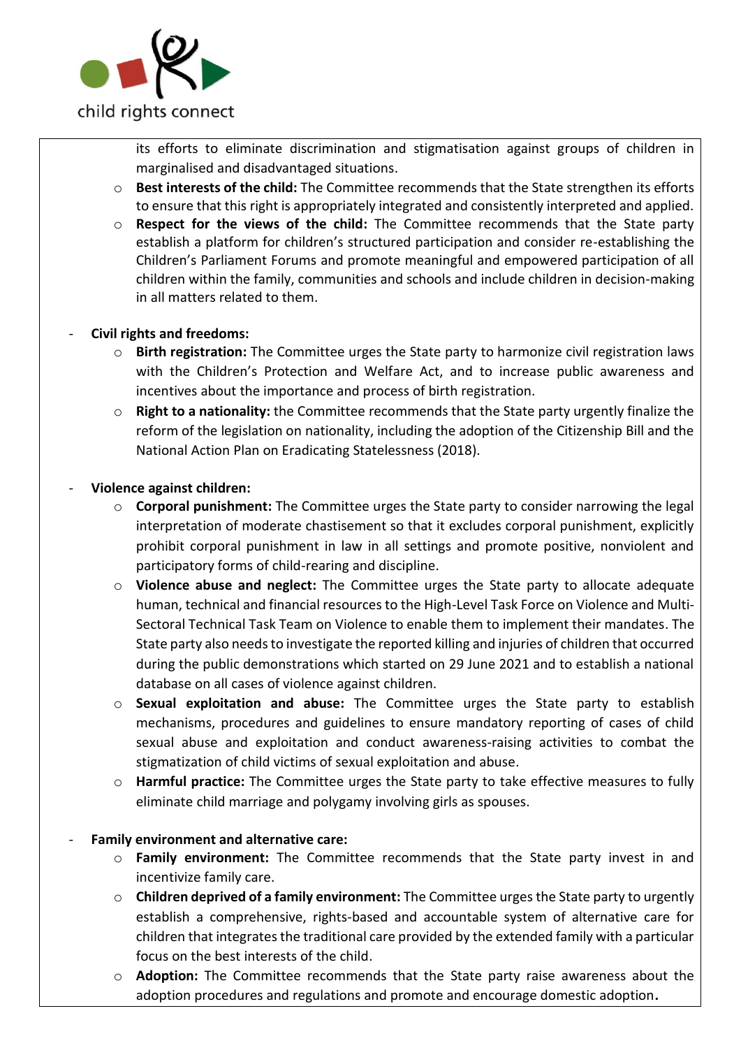its efforts to eliminate discrimination and stigmatisation against groups of children in marginalised and disadvantaged situations.
  - **Best interests of the child:** The Committee recommends that the State strengthen its efforts to ensure that this right is appropriately integrated and consistently interpreted and applied.
  - **Respect for the views of the child:** The Committee recommends that the State party establish a platform for children's structured participation and consider re-establishing the Children's Parliament Forums and promote meaningful and empowered participation of all children within the family, communities and schools and include children in decision-making in all matters related to them.

- **Civil rights and freedoms:**
  - **Birth registration:** The Committee urges the State party to harmonize civil registration laws with the Children's Protection and Welfare Act, and to increase public awareness and incentives about the importance and process of birth registration.
  - **Right to a nationality:** the Committee recommends that the State party urgently finalize the reform of the legislation on nationality, including the adoption of the Citizenship Bill and the National Action Plan on Eradicating Statelessness (2018).

- **Violence against children:**
  - **Corporal punishment:** The Committee urges the State party to consider narrowing the legal interpretation of moderate chastisement so that it excludes corporal punishment, explicitly prohibit corporal punishment in law in all settings and promote positive, nonviolent and participatory forms of child-rearing and discipline.
  - **Violence abuse and neglect:** The Committee urges the State party to allocate adequate human, technical and financial resources to the High-Level Task Force on Violence and Multi-Sectoral Technical Task Team on Violence to enable them to implement their mandates. The State party also needs to investigate the reported killing and injuries of children that occurred during the public demonstrations which started on 29 June 2021 and to establish a national database on all cases of violence against children.
  - **Sexual exploitation and abuse:** The Committee urges the State party to establish mechanisms, procedures and guidelines to ensure mandatory reporting of cases of child sexual abuse and exploitation and conduct awareness-raising activities to combat the stigmatization of child victims of sexual exploitation and abuse.
  - **Harmful practice:** The Committee urges the State party to take effective measures to fully eliminate child marriage and polygamy involving girls as spouses.

- **Family environment and alternative care:**
  - **Family environment:** The Committee recommends that the State party invest in and incentivize family care.
  - **Children deprived of a family environment:** The Committee urges the State party to urgently establish a comprehensive, rights-based and accountable system of alternative care for children that integrates the traditional care provided by the extended family with a particular focus on the best interests of the child.
  - **Adoption:** The Committee recommends that the State party raise awareness about the adoption procedures and regulations and promote and encourage domestic adoption.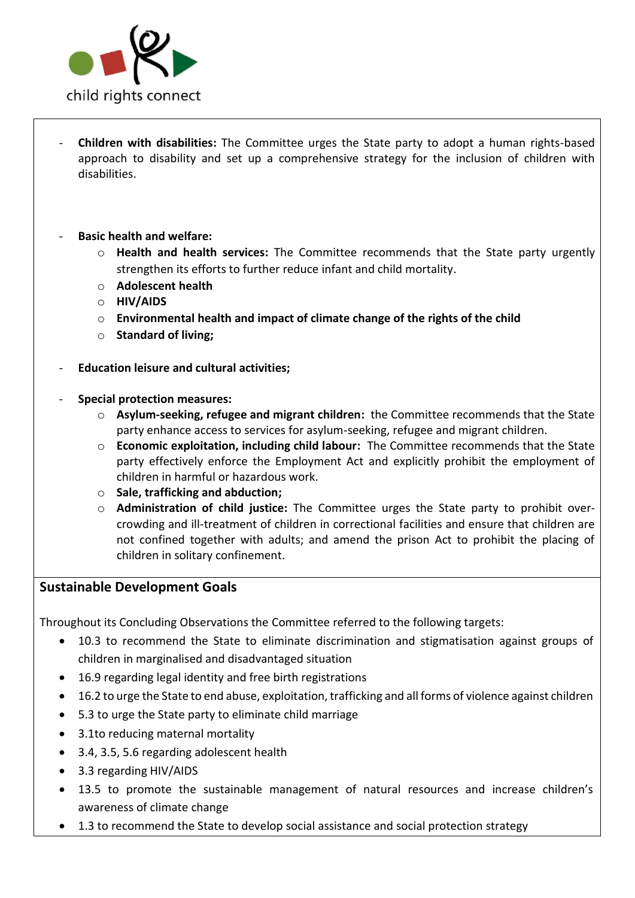- **Children with disabilities:** The Committee urges the State party to adopt a human rights-based approach to disability and set up a comprehensive strategy for the inclusion of children with disabilities.

- **Basic health and welfare:**
    - **Health and health services:** The Committee recommends that the State party urgently strengthen its efforts to further reduce infant and child mortality.
    - **Adolescent health**
    - **HIV/AIDS**
    - **Environmental health and impact of climate change of the rights of the child**
    - **Standard of living;**

- **Education leisure and cultural activities;**

- **Special protection measures:**
    - **Asylum-seeking, refugee and migrant children:** the Committee recommends that the State party enhance access to services for asylum-seeking, refugee and migrant children.
    - **Economic exploitation, including child labour:** The Committee recommends that the State party effectively enforce the Employment Act and explicitly prohibit the employment of children in harmful or hazardous work.
    - **Sale, trafficking and abduction;**
    - **Administration of child justice:** The Committee urges the State party to prohibit over-crowding and ill-treatment of children in correctional facilities and ensure that children are not confined together with adults; and amend the prison Act to prohibit the placing of children in solitary confinement.

## Sustainable Development Goals

Throughout its Concluding Observations the Committee referred to the following targets:

- 10.3 to recommend the State to eliminate discrimination and stigmatisation against groups of children in marginalised and disadvantaged situation
- 16.9 regarding legal identity and free birth registrations
- 16.2 to urge the State to end abuse, exploitation, trafficking and all forms of violence against children
- 5.3 to urge the State party to eliminate child marriage
- 3.1to reducing maternal mortality
- 3.4, 3.5, 5.6 regarding adolescent health
- 3.3 regarding HIV/AIDS
- 13.5 to promote the sustainable management of natural resources and increase children's awareness of climate change
- 1.3 to recommend the State to develop social assistance and social protection strategy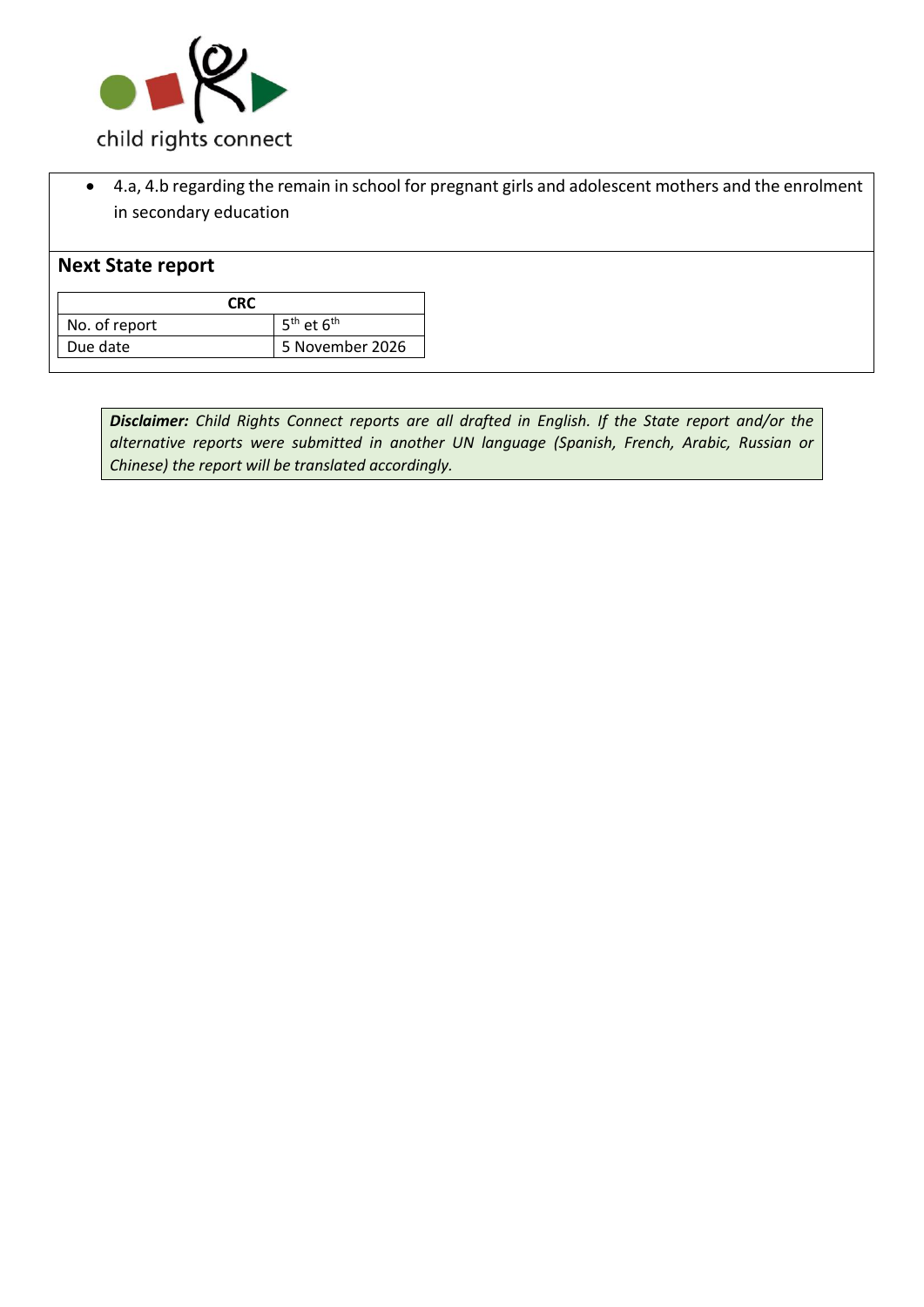- 4.a, 4.b regarding the remain in school for pregnant girls and adolescent mothers and the enrolment in secondary education

## Next State report

| CRC | |
|---|---|
| No. of report | 5th et 6th |
| Due date | 5 November 2026 |

***Disclaimer:*** *Child Rights Connect reports are all drafted in English. If the State report and/or the alternative reports were submitted in another UN language (Spanish, French, Arabic, Russian or Chinese) the report will be translated accordingly.*